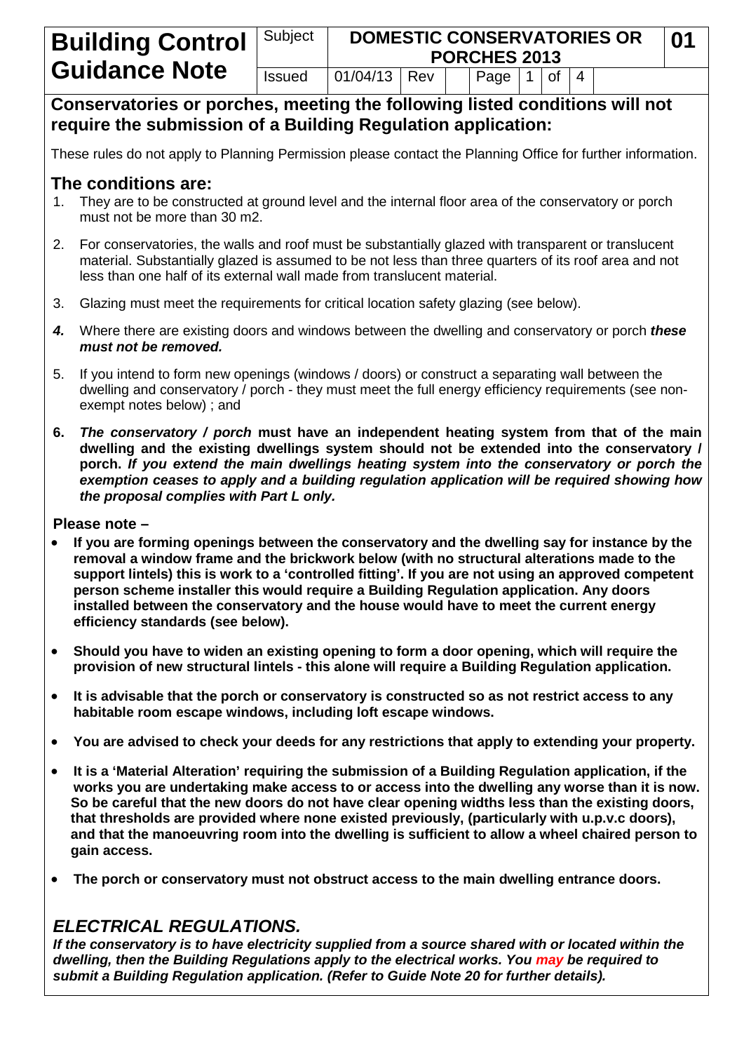# Building Control Guidance Note

| Subject | DOMESTIC CONSERVATORIES OR PORCHES 2013 | | | | 01 |
|---|---|---|---|---|---|
| Issued | 01/04/13 | Rev | | Page 1 of 4 | |

## Conservatories or porches, meeting the following listed conditions will not require the submission of a Building Regulation application:

These rules do not apply to Planning Permission please contact the Planning Office for further information.

## The conditions are:

1. They are to be constructed at ground level and the internal floor area of the conservatory or porch must not be more than 30 m2.
2. For conservatories, the walls and roof must be substantially glazed with transparent or translucent material. Substantially glazed is assumed to be not less than three quarters of its roof area and not less than one half of its external wall made from translucent material.
3. Glazing must meet the requirements for critical location safety glazing (see below).
4. Where there are existing doors and windows between the dwelling and conservatory or porch ***these must not be removed.***
5. If you intend to form new openings (windows / doors) or construct a separating wall between the dwelling and conservatory / porch - they must meet the full energy efficiency requirements (see non-exempt notes below) ; and
6. ***The conservatory / porch* must have an independent heating system from that of the main dwelling and the existing dwellings system should not be extended into the conservatory / porch. *If you extend the main dwellings heating system into the conservatory or porch the exemption ceases to apply and a building regulation application will be required showing how the proposal complies with Part L only.***

**Please note –**

- **If you are forming openings between the conservatory and the dwelling say for instance by the removal a window frame and the brickwork below (with no structural alterations made to the support lintels) this is work to a 'controlled fitting'. If you are not using an approved competent person scheme installer this would require a Building Regulation application. Any doors installed between the conservatory and the house would have to meet the current energy efficiency standards (see below).**
- **Should you have to widen an existing opening to form a door opening, which will require the provision of new structural lintels - this alone will require a Building Regulation application.**
- **It is advisable that the porch or conservatory is constructed so as not restrict access to any habitable room escape windows, including loft escape windows.**
- **You are advised to check your deeds for any restrictions that apply to extending your property.**
- **It is a 'Material Alteration' requiring the submission of a Building Regulation application, if the works you are undertaking make access to or access into the dwelling any worse than it is now. So be careful that the new doors do not have clear opening widths less than the existing doors, that thresholds are provided where none existed previously, (particularly with u.p.v.c doors), and that the manoeuvring room into the dwelling is sufficient to allow a wheel chaired person to gain access.**
- **The porch or conservatory must not obstruct access to the main dwelling entrance doors.**

## *ELECTRICAL REGULATIONS.*

***If the conservatory is to have electricity supplied from a source shared with or located within the dwelling, then the Building Regulations apply to the electrical works. You may be required to submit a Building Regulation application. (Refer to Guide Note 20 for further details).***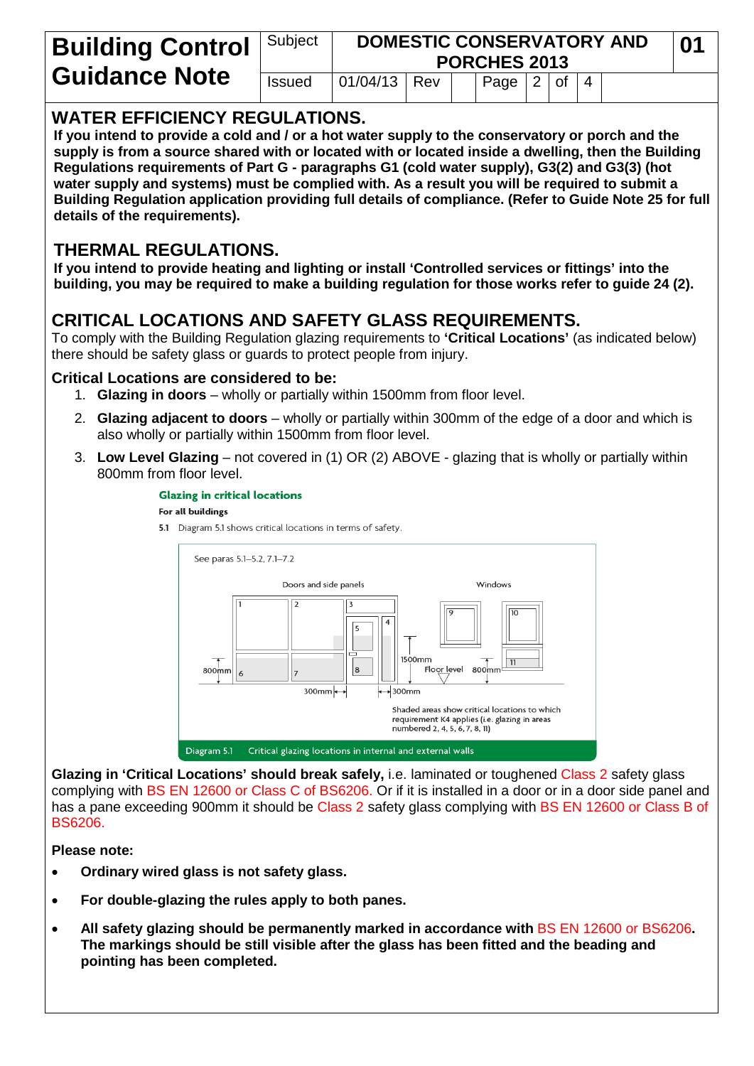## WATER EFFICIENCY REGULATIONS.

**If you intend to provide a cold and / or a hot water supply to the conservatory or porch and the supply is from a source shared with or located with or located inside a dwelling, then the Building Regulations requirements of Part G - paragraphs G1 (cold water supply), G3(2) and G3(3) (hot water supply and systems) must be complied with. As a result you will be required to submit a Building Regulation application providing full details of compliance. (Refer to Guide Note 25 for full details of the requirements).**

## THERMAL REGULATIONS.

**If you intend to provide heating and lighting or install 'Controlled services or fittings' into the building, you may be required to make a building regulation for those works refer to guide 24 (2).**

## CRITICAL LOCATIONS AND SAFETY GLASS REQUIREMENTS.

To comply with the Building Regulation glazing requirements to **'Critical Locations'** (as indicated below) there should be safety glass or guards to protect people from injury.

### Critical Locations are considered to be:

1. **Glazing in doors** – wholly or partially within 1500mm from floor level.
2. **Glazing adjacent to doors** – wholly or partially within 300mm of the edge of a door and which is also wholly or partially within 1500mm from floor level.
3. **Low Level Glazing** – not covered in (1) OR (2) ABOVE - glazing that is wholly or partially within 800mm from floor level.

**Glazing in critical locations**

**For all buildings**

**5.1** Diagram 5.1 shows critical locations in terms of safety.

See paras 5.1–5.2, 7.1–7.2

Doors and side panels — Windows

Shaded areas show critical locations to which requirement K4 applies (i.e. glazing in areas numbered 2, 4, 5, 6, 7, 8, 11)

Diagram 5.1 Critical glazing locations in internal and external walls

**Glazing in 'Critical Locations' should break safely,** i.e. laminated or toughened Class 2 safety glass complying with BS EN 12600 or Class C of BS6206. Or if it is installed in a door or in a door side panel and has a pane exceeding 900mm it should be Class 2 safety glass complying with BS EN 12600 or Class B of BS6206.

**Please note:**

- **Ordinary wired glass is not safety glass.**
- **For double-glazing the rules apply to both panes.**
- **All safety glazing should be permanently marked in accordance with** BS EN 12600 or BS6206. **The markings should be still visible after the glass has been fitted and the beading and pointing has been completed.**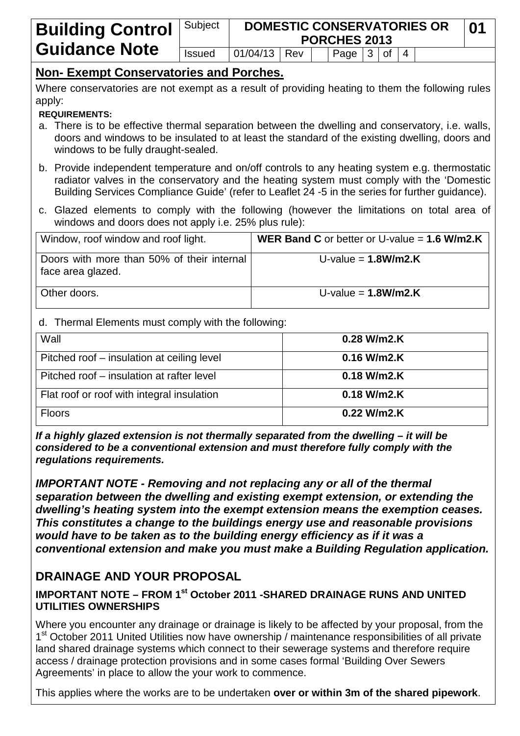## Non- Exempt Conservatories and Porches.

Where conservatories are not exempt as a result of providing heating to them the following rules apply:

**REQUIREMENTS:**

a. There is to be effective thermal separation between the dwelling and conservatory, i.e. walls, doors and windows to be insulated to at least the standard of the existing dwelling, doors and windows to be fully draught-sealed.

b. Provide independent temperature and on/off controls to any heating system e.g. thermostatic radiator valves in the conservatory and the heating system must comply with the 'Domestic Building Services Compliance Guide' (refer to Leaflet 24 -5 in the series for further guidance).

c. Glazed elements to comply with the following (however the limitations on total area of windows and doors does not apply i.e. 25% plus rule):

| Window, roof window and roof light. | **WER Band C** or better or U-value = **1.6 W/m2.K** |
|---|---|
| Doors with more than 50% of their internal face area glazed. | U-value = **1.8W/m2.K** |
| Other doors. | U-value = **1.8W/m2.K** |

d. Thermal Elements must comply with the following:

| Wall | **0.28 W/m2.K** |
|---|---|
| Pitched roof – insulation at ceiling level | **0.16 W/m2.K** |
| Pitched roof – insulation at rafter level | **0.18 W/m2.K** |
| Flat roof or roof with integral insulation | **0.18 W/m2.K** |
| Floors | **0.22 W/m2.K** |

***If a highly glazed extension is not thermally separated from the dwelling – it will be considered to be a conventional extension and must therefore fully comply with the regulations requirements.***

***IMPORTANT NOTE - Removing and not replacing any or all of the thermal separation between the dwelling and existing exempt extension, or extending the dwelling's heating system into the exempt extension means the exemption ceases. This constitutes a change to the buildings energy use and reasonable provisions would have to be taken as to the building energy efficiency as if it was a conventional extension and make you must make a Building Regulation application.***

## DRAINAGE AND YOUR PROPOSAL

### IMPORTANT NOTE – FROM 1st October 2011 -SHARED DRAINAGE RUNS AND UNITED UTILITIES OWNERSHIPS

Where you encounter any drainage or drainage is likely to be affected by your proposal, from the 1st October 2011 United Utilities now have ownership / maintenance responsibilities of all private land shared drainage systems which connect to their sewerage systems and therefore require access / drainage protection provisions and in some cases formal 'Building Over Sewers Agreements' in place to allow the your work to commence.

This applies where the works are to be undertaken **over or within 3m of the shared pipework**.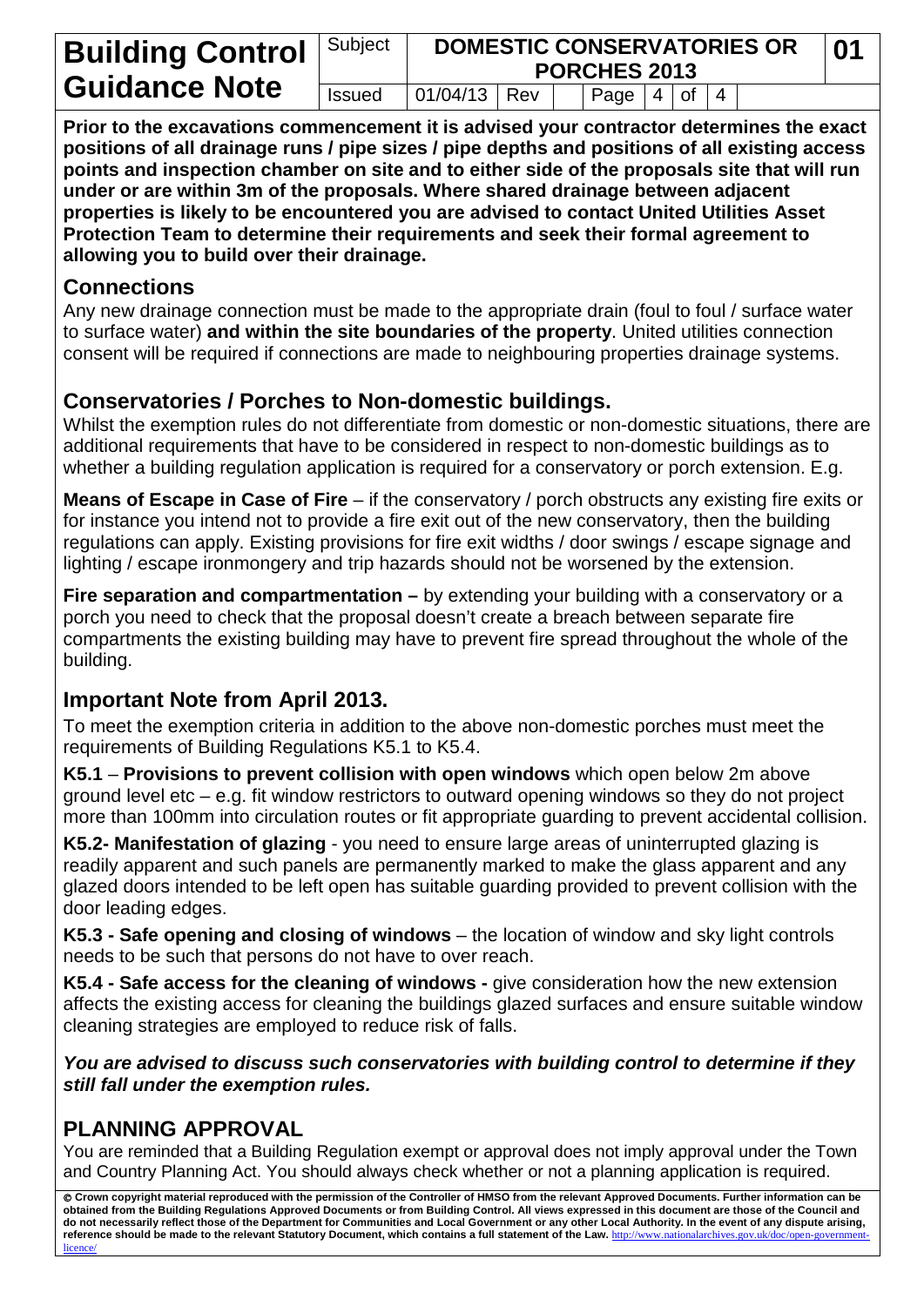**Prior to the excavations commencement it is advised your contractor determines the exact positions of all drainage runs / pipe sizes / pipe depths and positions of all existing access points and inspection chamber on site and to either side of the proposals site that will run under or are within 3m of the proposals. Where shared drainage between adjacent properties is likely to be encountered you are advised to contact United Utilities Asset Protection Team to determine their requirements and seek their formal agreement to allowing you to build over their drainage.**

## Connections

Any new drainage connection must be made to the appropriate drain (foul to foul / surface water to surface water) **and within the site boundaries of the property**. United utilities connection consent will be required if connections are made to neighbouring properties drainage systems.

## Conservatories / Porches to Non-domestic buildings.

Whilst the exemption rules do not differentiate from domestic or non-domestic situations, there are additional requirements that have to be considered in respect to non-domestic buildings as to whether a building regulation application is required for a conservatory or porch extension. E.g.

**Means of Escape in Case of Fire** – if the conservatory / porch obstructs any existing fire exits or for instance you intend not to provide a fire exit out of the new conservatory, then the building regulations can apply. Existing provisions for fire exit widths / door swings / escape signage and lighting / escape ironmongery and trip hazards should not be worsened by the extension.

**Fire separation and compartmentation –** by extending your building with a conservatory or a porch you need to check that the proposal doesn't create a breach between separate fire compartments the existing building may have to prevent fire spread throughout the whole of the building.

## Important Note from April 2013.

To meet the exemption criteria in addition to the above non-domestic porches must meet the requirements of Building Regulations K5.1 to K5.4.

**K5.1** – **Provisions to prevent collision with open windows** which open below 2m above ground level etc – e.g. fit window restrictors to outward opening windows so they do not project more than 100mm into circulation routes or fit appropriate guarding to prevent accidental collision.

**K5.2- Manifestation of glazing** - you need to ensure large areas of uninterrupted glazing is readily apparent and such panels are permanently marked to make the glass apparent and any glazed doors intended to be left open has suitable guarding provided to prevent collision with the door leading edges.

**K5.3 - Safe opening and closing of windows** – the location of window and sky light controls needs to be such that persons do not have to over reach.

**K5.4 - Safe access for the cleaning of windows -** give consideration how the new extension affects the existing access for cleaning the buildings glazed surfaces and ensure suitable window cleaning strategies are employed to reduce risk of falls.

***You are advised to discuss such conservatories with building control to determine if they still fall under the exemption rules.***

## PLANNING APPROVAL

You are reminded that a Building Regulation exempt or approval does not imply approval under the Town and Country Planning Act. You should always check whether or not a planning application is required.

**© Crown copyright material reproduced with the permission of the Controller of HMSO from the relevant Approved Documents. Further information can be obtained from the Building Regulations Approved Documents or from Building Control. All views expressed in this document are those of the Council and do not necessarily reflect those of the Department for Communities and Local Government or any other Local Authority. In the event of any dispute arising, reference should be made to the relevant Statutory Document, which contains a full statement of the Law.** http://www.nationalarchives.gov.uk/doc/open-government-licence/